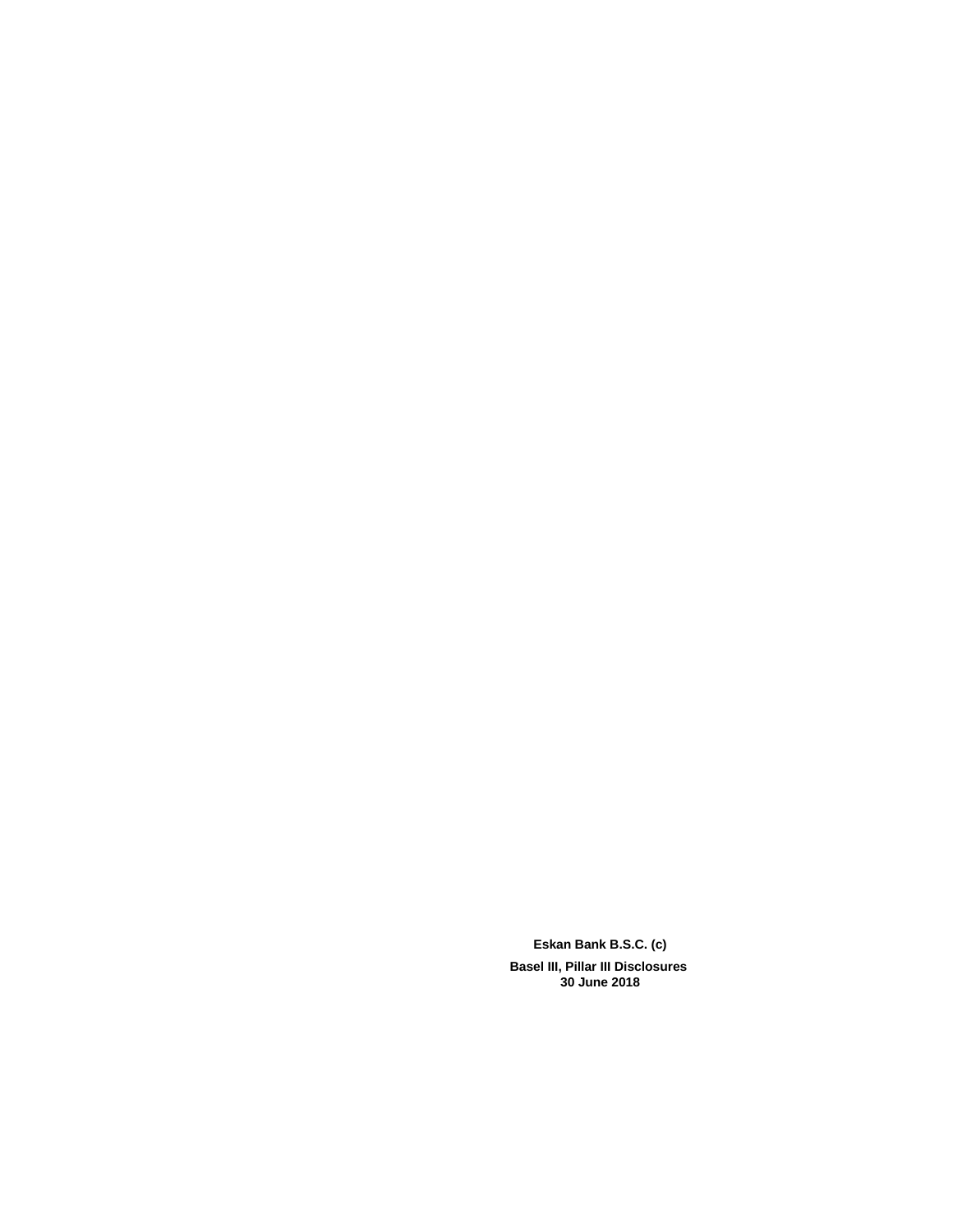**Eskan Bank B.S.C. (c)**

**Basel III, Pillar III Disclosures**
**30 June 2018**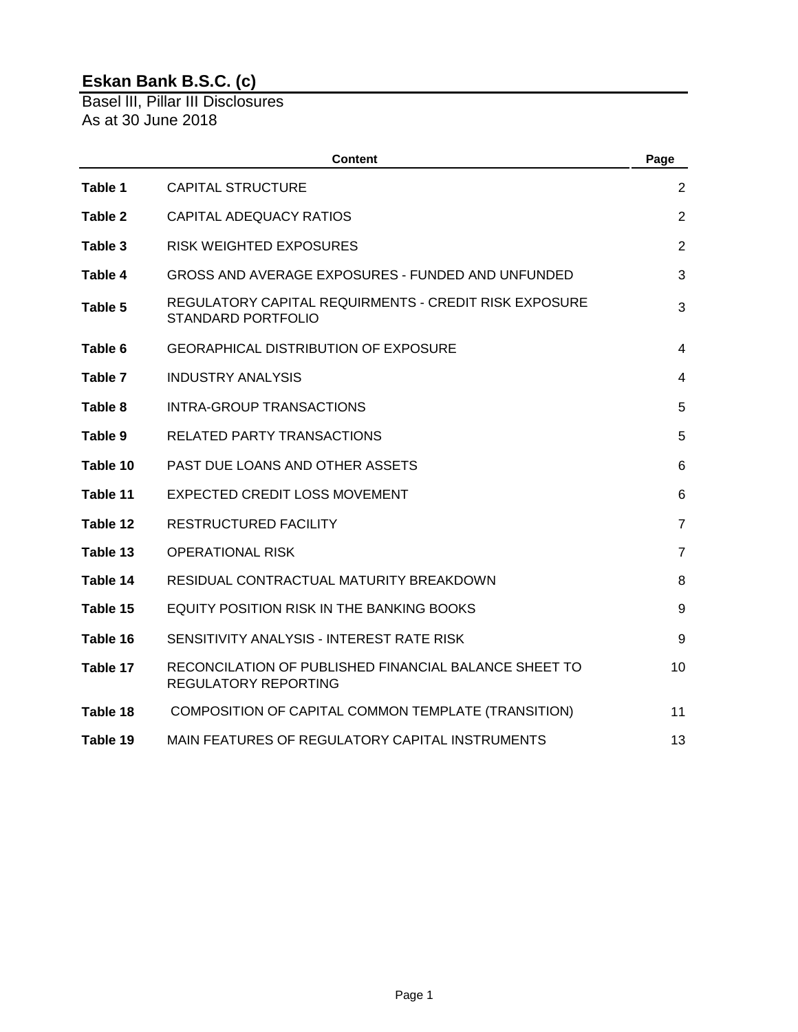# Eskan Bank B.S.C. (c)

Basel III, Pillar III Disclosures
As at 30 June 2018

| | Content | Page |
|---|---|---|
| **Table 1** | CAPITAL STRUCTURE | 2 |
| **Table 2** | CAPITAL ADEQUACY RATIOS | 2 |
| **Table 3** | RISK WEIGHTED EXPOSURES | 2 |
| **Table 4** | GROSS AND AVERAGE EXPOSURES - FUNDED AND UNFUNDED | 3 |
| **Table 5** | REGULATORY CAPITAL REQUIRMENTS - CREDIT RISK EXPOSURE STANDARD PORTFOLIO | 3 |
| **Table 6** | GEORAPHICAL DISTRIBUTION OF EXPOSURE | 4 |
| **Table 7** | INDUSTRY ANALYSIS | 4 |
| **Table 8** | INTRA-GROUP TRANSACTIONS | 5 |
| **Table 9** | RELATED PARTY TRANSACTIONS | 5 |
| **Table 10** | PAST DUE LOANS AND OTHER ASSETS | 6 |
| **Table 11** | EXPECTED CREDIT LOSS MOVEMENT | 6 |
| **Table 12** | RESTRUCTURED FACILITY | 7 |
| **Table 13** | OPERATIONAL RISK | 7 |
| **Table 14** | RESIDUAL CONTRACTUAL MATURITY BREAKDOWN | 8 |
| **Table 15** | EQUITY POSITION RISK IN THE BANKING BOOKS | 9 |
| **Table 16** | SENSITIVITY ANALYSIS - INTEREST RATE RISK | 9 |
| **Table 17** | RECONCILATION OF PUBLISHED FINANCIAL BALANCE SHEET TO REGULATORY REPORTING | 10 |
| **Table 18** | COMPOSITION OF CAPITAL COMMON TEMPLATE (TRANSITION) | 11 |
| **Table 19** | MAIN FEATURES OF REGULATORY CAPITAL INSTRUMENTS | 13 |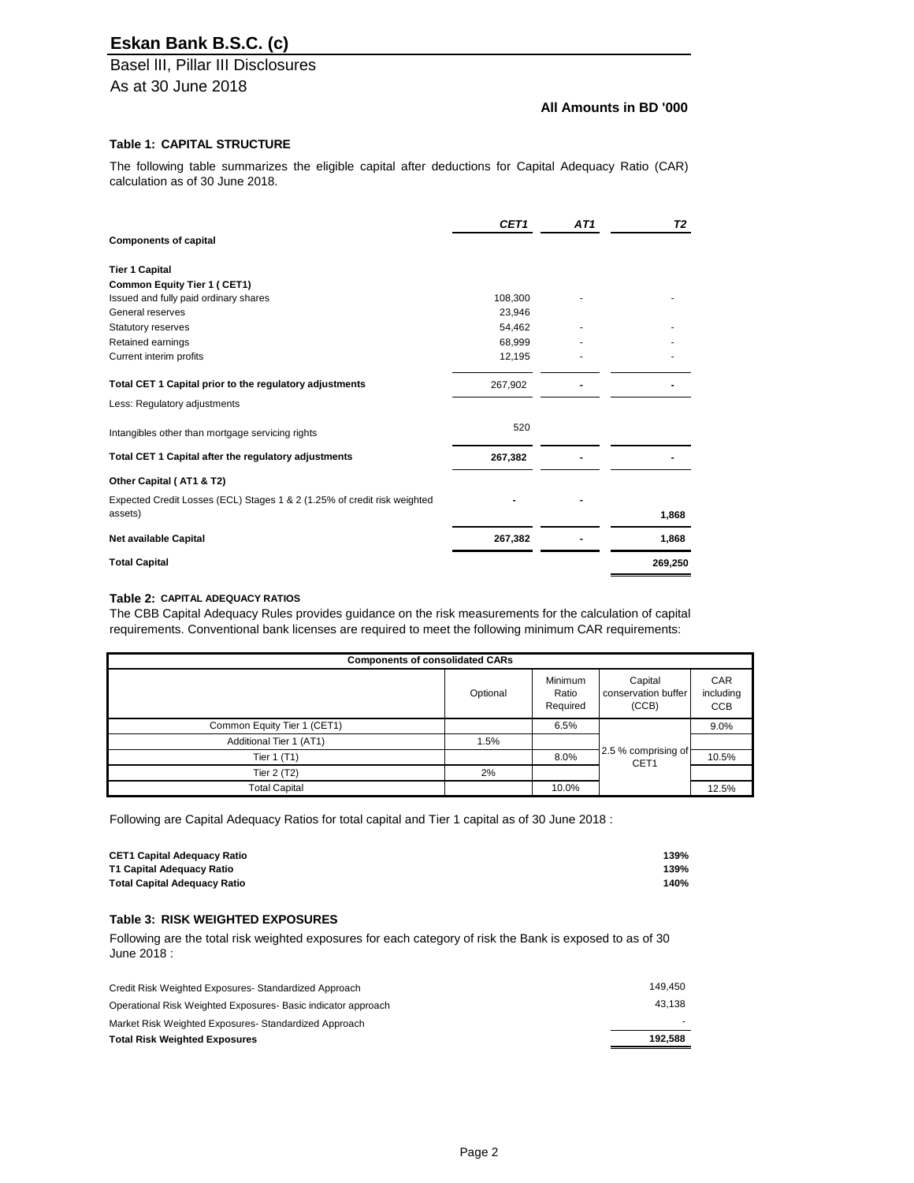# Eskan Bank B.S.C. (c)

## Basel III, Pillar III Disclosures

## As at 30 June 2018

**All Amounts in BD '000**

### Table 1: CAPITAL STRUCTURE

The following table summarizes the eligible capital after deductions for Capital Adequacy Ratio (CAR) calculation as of 30 June 2018.

| | *CET1* | *AT1* | *T2* |
|---|---|---|---|
| **Components of capital** | | | |
| **Tier 1 Capital** | | | |
| **Common Equity Tier 1 ( CET1)** | | | |
| Issued and fully paid ordinary shares | 108,300 | - | - |
| General reserves | 23,946 | | |
| Statutory reserves | 54,462 | - | - |
| Retained earnings | 68,999 | - | - |
| Current interim profits | 12,195 | - | - |
| **Total CET 1 Capital prior to the regulatory adjustments** | 267,902 | - | - |
| Less: Regulatory adjustments | | | |
| Intangibles other than mortgage servicing rights | 520 | | |
| **Total CET 1 Capital after the regulatory adjustments** | **267,382** | - | - |
| **Other Capital ( AT1 & T2)** | | | |
| Expected Credit Losses (ECL) Stages 1 & 2 (1.25% of credit risk weighted assets) | - | - | **1,868** |
| **Net available Capital** | **267,382** | - | **1,868** |
| **Total Capital** | | | **269,250** |

### Table 2: CAPITAL ADEQUACY RATIOS

The CBB Capital Adequacy Rules provides guidance on the risk measurements for the calculation of capital requirements. Conventional bank licenses are required to meet the following minimum CAR requirements:

| **Components of consolidated CARs** | | | | |
|---|---|---|---|---|
| | Optional | Minimum Ratio Required | Capital conservation buffer (CCB) | CAR including CCB |
| Common Equity Tier 1 (CET1) | | 6.5% | 2.5 % comprising of CET1 | 9.0% |
| Additional Tier 1 (AT1) | 1.5% | | | |
| Tier 1 (T1) | | 8.0% | | 10.5% |
| Tier 2 (T2) | 2% | | | |
| Total Capital | | 10.0% | | 12.5% |

Following are Capital Adequacy Ratios for total capital and Tier 1 capital as of 30 June 2018 :

| | |
|---|---|
| **CET1 Capital Adequacy Ratio** | **139%** |
| **T1 Capital Adequacy Ratio** | **139%** |
| **Total Capital Adequacy Ratio** | **140%** |

### Table 3: RISK WEIGHTED EXPOSURES

Following are the total risk weighted exposures for each category of risk the Bank is exposed to as of 30 June 2018 :

| | |
|---|---|
| Credit Risk Weighted Exposures- Standardized Approach | 149,450 |
| Operational Risk Weighted Exposures- Basic indicator approach | 43,138 |
| Market Risk Weighted Exposures- Standardized Approach | - |
| **Total Risk Weighted Exposures** | **192,588** |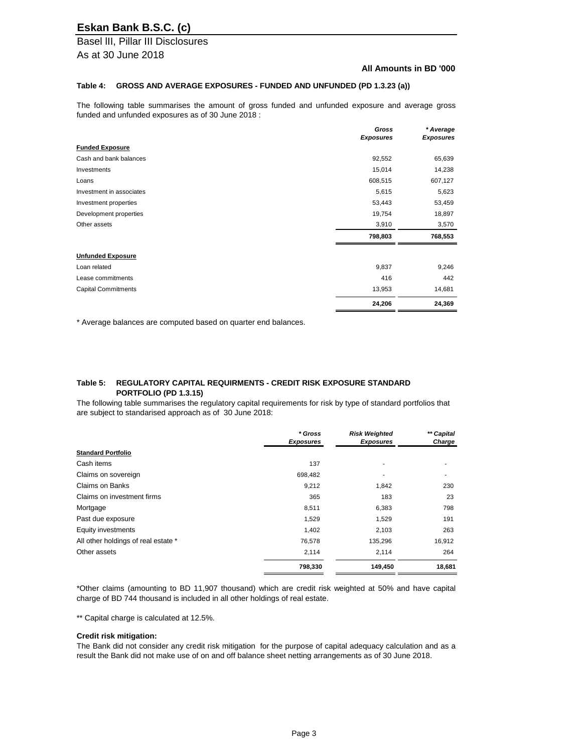# Eskan Bank B.S.C. (c)

Basel III, Pillar III Disclosures

As at 30 June 2018

**All Amounts in BD '000**

**Table 4: GROSS AND AVERAGE EXPOSURES - FUNDED AND UNFUNDED (PD 1.3.23 (a))**

The following table summarises the amount of gross funded and unfunded exposure and average gross funded and unfunded exposures as of 30 June 2018 :

| | *Gross Exposures* | *\* Average Exposures* |
|---|---|---|
| **Funded Exposure** | | |
| Cash and bank balances | 92,552 | 65,639 |
| Investments | 15,014 | 14,238 |
| Loans | 608,515 | 607,127 |
| Investment in associates | 5,615 | 5,623 |
| Investment properties | 53,443 | 53,459 |
| Development properties | 19,754 | 18,897 |
| Other assets | 3,910 | 3,570 |
| | **798,803** | **768,553** |
| **Unfunded Exposure** | | |
| Loan related | 9,837 | 9,246 |
| Lease commitments | 416 | 442 |
| Capital Commitments | 13,953 | 14,681 |
| | **24,206** | **24,369** |

\* Average balances are computed based on quarter end balances.

**Table 5: REGULATORY CAPITAL REQUIRMENTS - CREDIT RISK EXPOSURE STANDARD PORTFOLIO (PD 1.3.15)**

The following table summarises the regulatory capital requirements for risk by type of standard portfolios that are subject to standarised approach as of 30 June 2018:

| | *\* Gross Exposures* | *Risk Weighted Exposures* | *\*\* Capital Charge* |
|---|---|---|---|
| **Standard Portfolio** | | | |
| Cash items | 137 | - | - |
| Claims on sovereign | 698,482 | - | - |
| Claims on Banks | 9,212 | 1,842 | 230 |
| Claims on investment firms | 365 | 183 | 23 |
| Mortgage | 8,511 | 6,383 | 798 |
| Past due exposure | 1,529 | 1,529 | 191 |
| Equity investments | 1,402 | 2,103 | 263 |
| All other holdings of real estate * | 76,578 | 135,296 | 16,912 |
| Other assets | 2,114 | 2,114 | 264 |
| | **798,330** | **149,450** | **18,681** |

*Other claims (amounting to BD 11,907 thousand) which are credit risk weighted at 50% and have capital charge of BD 744 thousand is included in all other holdings of real estate.

** Capital charge is calculated at 12.5%.

**Credit risk mitigation:**

The Bank did not consider any credit risk mitigation for the purpose of capital adequacy calculation and as a result the Bank did not make use of on and off balance sheet netting arrangements as of 30 June 2018.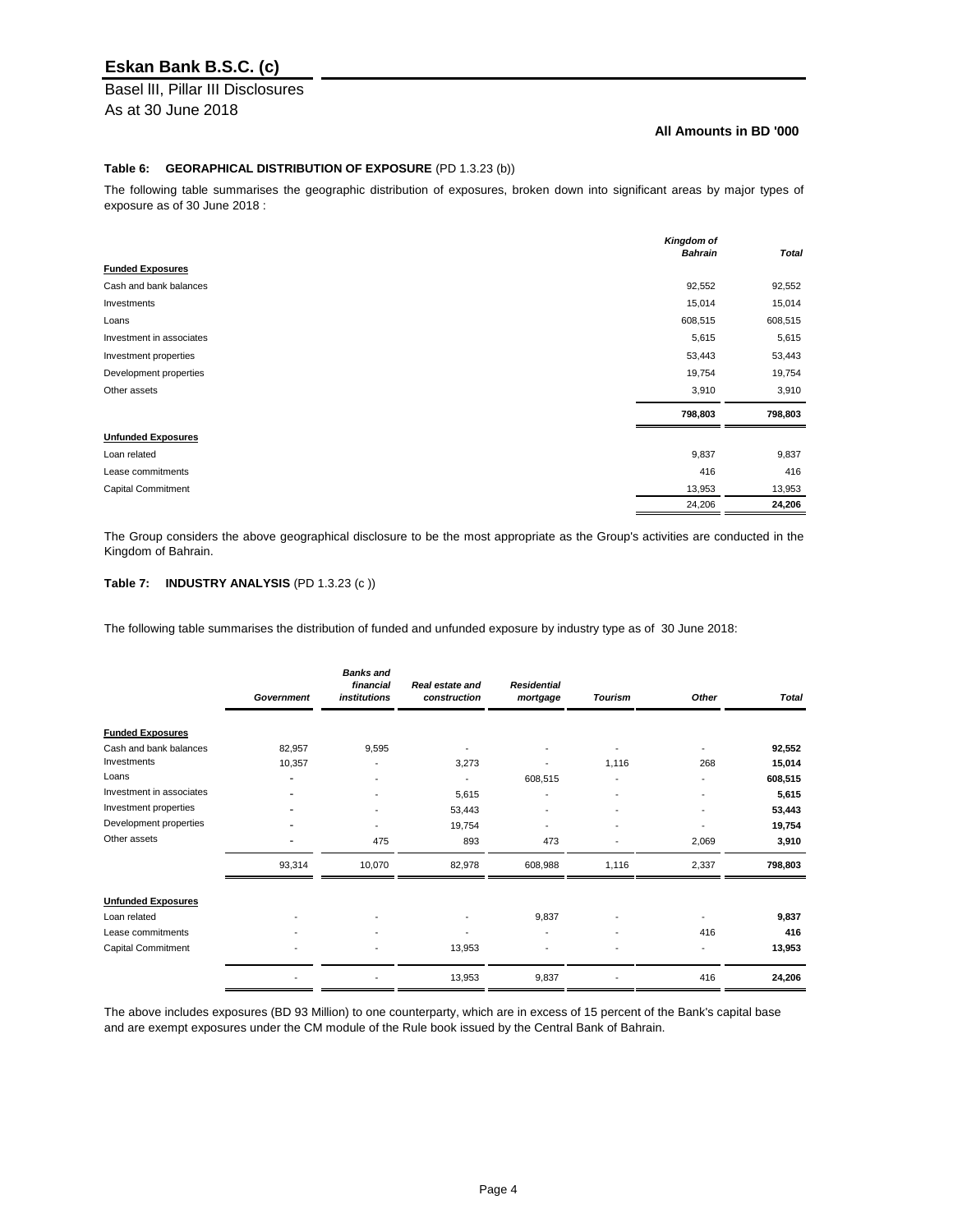# Eskan Bank B.S.C. (c)

Basel lll, Pillar III Disclosures
As at 30 June 2018

**All Amounts in BD '000**

**Table 6: GEORAPHICAL DISTRIBUTION OF EXPOSURE** (PD 1.3.23 (b))

The following table summarises the geographic distribution of exposures, broken down into significant areas by major types of exposure as of 30 June 2018 :

| | *Kingdom of Bahrain* | *Total* |
|---|---|---|
| **Funded Exposures** | | |
| Cash and bank balances | 92,552 | 92,552 |
| Investments | 15,014 | 15,014 |
| Loans | 608,515 | 608,515 |
| Investment in associates | 5,615 | 5,615 |
| Investment properties | 53,443 | 53,443 |
| Development properties | 19,754 | 19,754 |
| Other assets | 3,910 | 3,910 |
| | **798,803** | **798,803** |
| **Unfunded Exposures** | | |
| Loan related | 9,837 | 9,837 |
| Lease commitments | 416 | 416 |
| Capital Commitment | 13,953 | 13,953 |
| | 24,206 | **24,206** |

The Group considers the above geographical disclosure to be the most appropriate as the Group's activities are conducted in the Kingdom of Bahrain.

**Table 7: INDUSTRY ANALYSIS** (PD 1.3.23 (c ))

The following table summarises the distribution of funded and unfunded exposure by industry type as of 30 June 2018:

| | *Government* | *Banks and financial institutions* | *Real estate and construction* | *Residential mortgage* | *Tourism* | *Other* | *Total* |
|---|---|---|---|---|---|---|---|
| **Funded Exposures** | | | | | | | |
| Cash and bank balances | 82,957 | 9,595 | - | - | - | - | **92,552** |
| Investments | 10,357 | - | 3,273 | - | 1,116 | 268 | **15,014** |
| Loans | - | - | - | 608,515 | - | - | **608,515** |
| Investment in associates | - | - | 5,615 | - | - | - | **5,615** |
| Investment properties | - | - | 53,443 | - | - | - | **53,443** |
| Development properties | - | - | 19,754 | - | - | - | **19,754** |
| Other assets | - | 475 | 893 | 473 | - | 2,069 | **3,910** |
| | 93,314 | 10,070 | 82,978 | 608,988 | 1,116 | 2,337 | **798,803** |
| **Unfunded Exposures** | | | | | | | |
| Loan related | - | - | - | 9,837 | - | - | **9,837** |
| Lease commitments | - | - | - | - | - | 416 | **416** |
| Capital Commitment | - | - | 13,953 | - | - | - | **13,953** |
| | - | - | 13,953 | 9,837 | - | 416 | **24,206** |

The above includes exposures (BD 93 Million) to one counterparty, which are in excess of 15 percent of the Bank's capital base and are exempt exposures under the CM module of the Rule book issued by the Central Bank of Bahrain.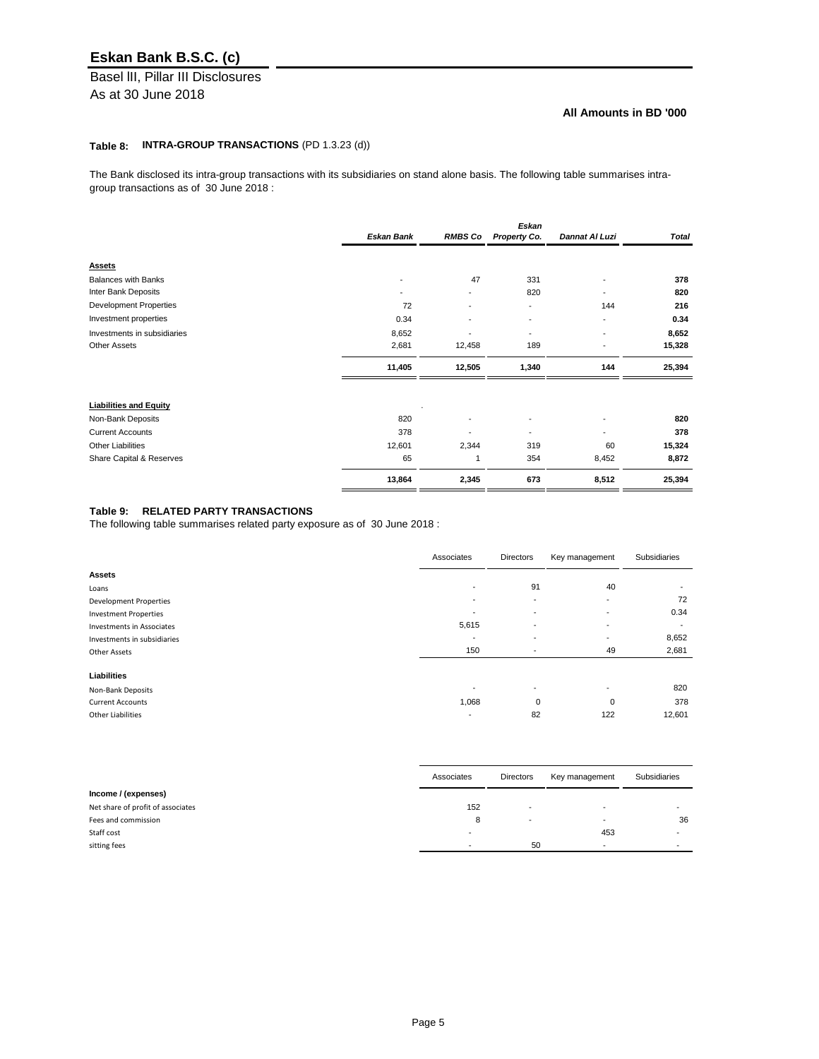# Eskan Bank B.S.C. (c)

Basel III, Pillar III Disclosures
As at 30 June 2018

**All Amounts in BD '000**

### Table 8: INTRA-GROUP TRANSACTIONS (PD 1.3.23 (d))

The Bank disclosed its intra-group transactions with its subsidiaries on stand alone basis. The following table summarises intra-group transactions as of 30 June 2018 :

| | *Eskan Bank* | *RMBS Co* | *Eskan Property Co.* | *Dannat Al Luzi* | *Total* |
|---|---|---|---|---|---|
| **Assets** | | | | | |
| Balances with Banks | - | 47 | 331 | - | **378** |
| Inter Bank Deposits | - | - | 820 | - | **820** |
| Development Properties | 72 | - | - | 144 | **216** |
| Investment properties | 0.34 | - | - | - | **0.34** |
| Investments in subsidiaries | 8,652 | - | - | - | **8,652** |
| Other Assets | 2,681 | 12,458 | 189 | - | **15,328** |
| | **11,405** | **12,505** | **1,340** | **144** | **25,394** |
| **Liabilities and Equity** | | | | | |
| Non-Bank Deposits | 820 | - | - | - | **820** |
| Current Accounts | 378 | - | - | - | **378** |
| Other Liabilities | 12,601 | 2,344 | 319 | 60 | **15,324** |
| Share Capital & Reserves | 65 | 1 | 354 | 8,452 | **8,872** |
| | **13,864** | **2,345** | **673** | **8,512** | **25,394** |

### Table 9: RELATED PARTY TRANSACTIONS

The following table summarises related party exposure as of 30 June 2018 :

| | Associates | Directors | Key management | Subsidiaries |
|---|---|---|---|---|
| **Assets** | | | | |
| Loans | - | 91 | 40 | - |
| Development Properties | - | - | - | 72 |
| Investment Properties | - | - | - | 0.34 |
| Investments in Associates | 5,615 | - | - | - |
| Investments in subsidiaries | - | - | - | 8,652 |
| Other Assets | 150 | - | 49 | 2,681 |
| **Liabilities** | | | | |
| Non-Bank Deposits | - | - | - | 820 |
| Current Accounts | 1,068 | 0 | 0 | 378 |
| Other Liabilities | - | 82 | 122 | 12,601 |

| | Associates | Directors | Key management | Subsidiaries |
|---|---|---|---|---|
| **Income / (expenses)** | | | | |
| Net share of profit of associates | 152 | - | - | - |
| Fees and commission | 8 | - | - | 36 |
| Staff cost | - | | 453 | - |
| sitting fees | - | 50 | - | - |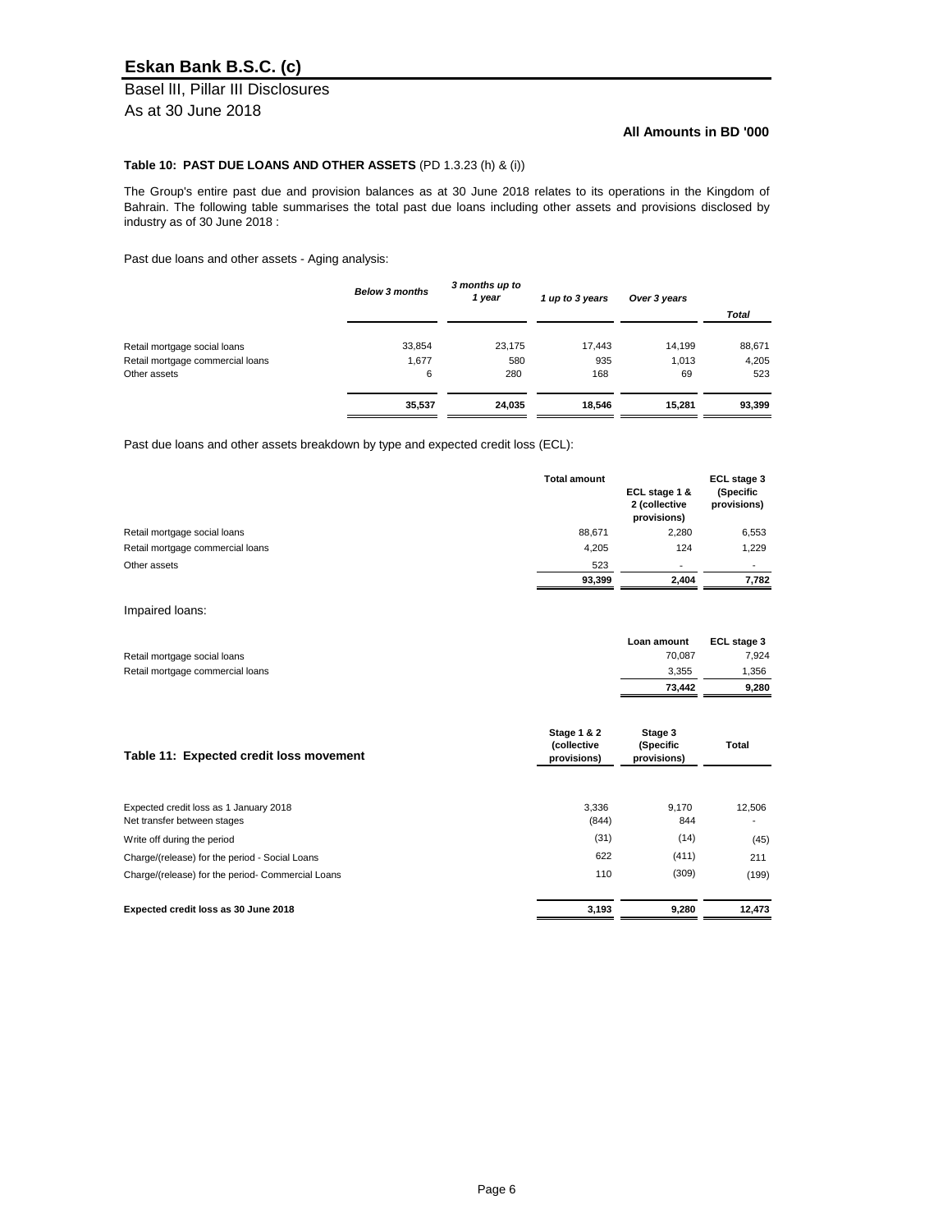# Eskan Bank B.S.C. (c)

Basel lII, Pillar III Disclosures

As at 30 June 2018

**All Amounts in BD '000**

### Table 10: PAST DUE LOANS AND OTHER ASSETS (PD 1.3.23 (h) & (i))

The Group's entire past due and provision balances as at 30 June 2018 relates to its operations in the Kingdom of Bahrain. The following table summarises the total past due loans including other assets and provisions disclosed by industry as of 30 June 2018 :

Past due loans and other assets - Aging analysis:

| | *Below 3 months* | *3 months up to 1 year* | *1 up to 3 years* | *Over 3 years* | *Total* |
|---|---|---|---|---|---|
| Retail mortgage social loans | 33,854 | 23,175 | 17,443 | 14,199 | 88,671 |
| Retail mortgage commercial loans | 1,677 | 580 | 935 | 1,013 | 4,205 |
| Other assets | 6 | 280 | 168 | 69 | 523 |
| | **35,537** | **24,035** | **18,546** | **15,281** | **93,399** |

Past due loans and other assets breakdown by type and expected credit loss (ECL):

| | **Total amount** | **ECL stage 1 & 2 (collective provisions)** | **ECL stage 3 (Specific provisions)** |
|---|---|---|---|
| Retail mortgage social loans | 88,671 | 2,280 | 6,553 |
| Retail mortgage commercial loans | 4,205 | 124 | 1,229 |
| Other assets | 523 | - | - |
| | **93,399** | **2,404** | **7,782** |

Impaired loans:

| | **Loan amount** | **ECL stage 3** |
|---|---|---|
| Retail mortgage social loans | 70,087 | 7,924 |
| Retail mortgage commercial loans | 3,355 | 1,356 |
| | **73,442** | **9,280** |

| **Table 11: Expected credit loss movement** | **Stage 1 & 2 (collective provisions)** | **Stage 3 (Specific provisions)** | **Total** |
|---|---|---|---|
| Expected credit loss as 1 January 2018 | 3,336 | 9,170 | 12,506 |
| Net transfer between stages | (844) | 844 | - |
| Write off during the period | (31) | (14) | (45) |
| Charge/(release) for the period - Social Loans | 622 | (411) | 211 |
| Charge/(release) for the period- Commercial Loans | 110 | (309) | (199) |
| **Expected credit loss as 30 June 2018** | **3,193** | **9,280** | **12,473** |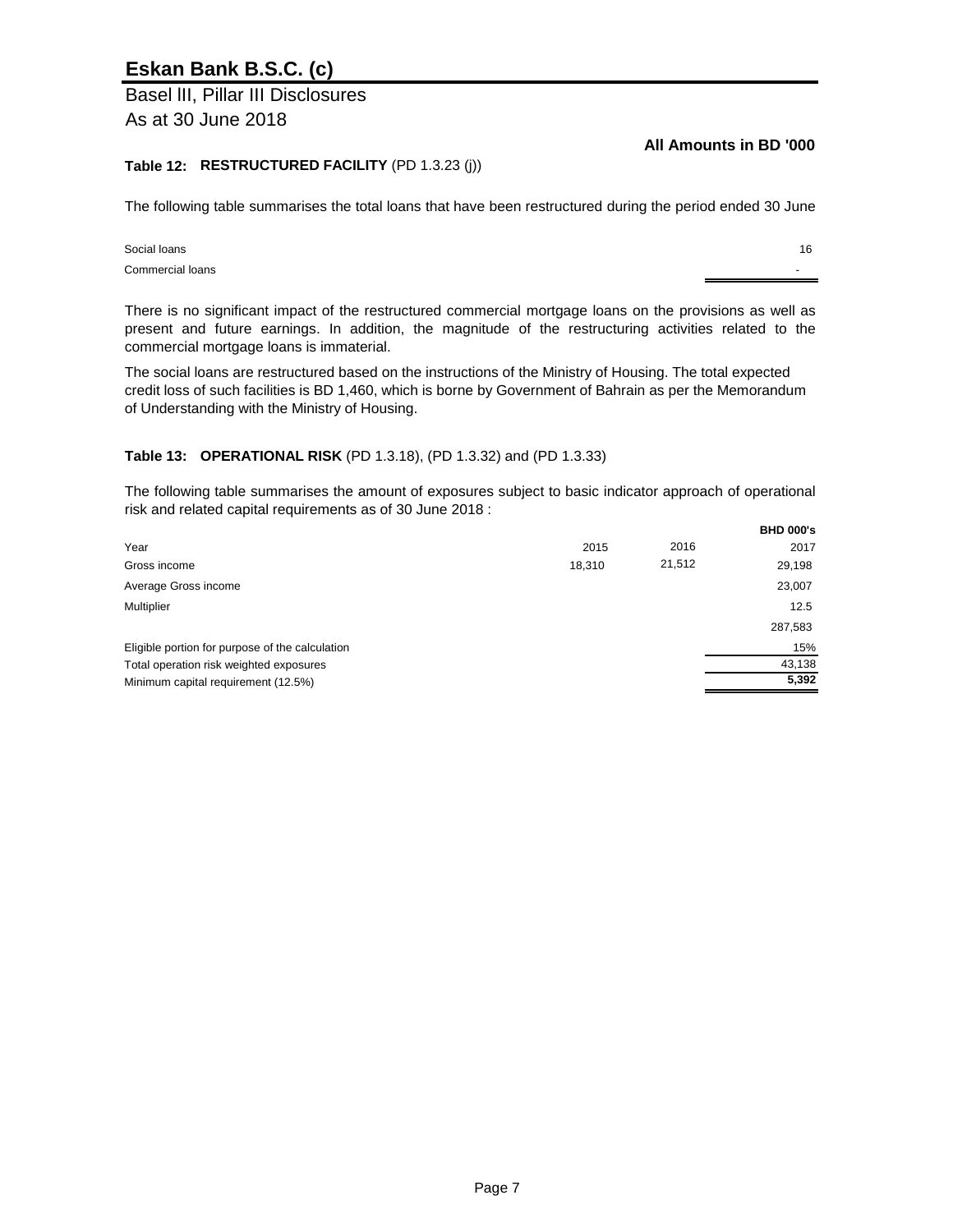# Eskan Bank B.S.C. (c)

Basel III, Pillar III Disclosures
As at 30 June 2018

**All Amounts in BD '000**

### Table 12: RESTRUCTURED FACILITY (PD 1.3.23 (j))

The following table summarises the total loans that have been restructured during the period ended 30 June

| | |
|---|---|
| Social loans | 16 |
| Commercial loans | - |

There is no significant impact of the restructured commercial mortgage loans on the provisions as well as present and future earnings. In addition, the magnitude of the restructuring activities related to the commercial mortgage loans is immaterial.

The social loans are restructured based on the instructions of the Ministry of Housing. The total expected credit loss of such facilities is BD 1,460, which is borne by Government of Bahrain as per the Memorandum of Understanding with the Ministry of Housing.

### Table 13: OPERATIONAL RISK (PD 1.3.18), (PD 1.3.32) and (PD 1.3.33)

The following table summarises the amount of exposures subject to basic indicator approach of operational risk and related capital requirements as of 30 June 2018 :

| | | | **BHD 000's** |
|---|---|---|---|
| Year | 2015 | 2016 | 2017 |
| Gross income | 18,310 | 21,512 | 29,198 |
| Average Gross income | | | 23,007 |
| Multiplier | | | 12.5 |
| | | | 287,583 |
| Eligible portion for purpose of the calculation | | | 15% |
| Total operation risk weighted exposures | | | 43,138 |
| Minimum capital requirement (12.5%) | | | **5,392** |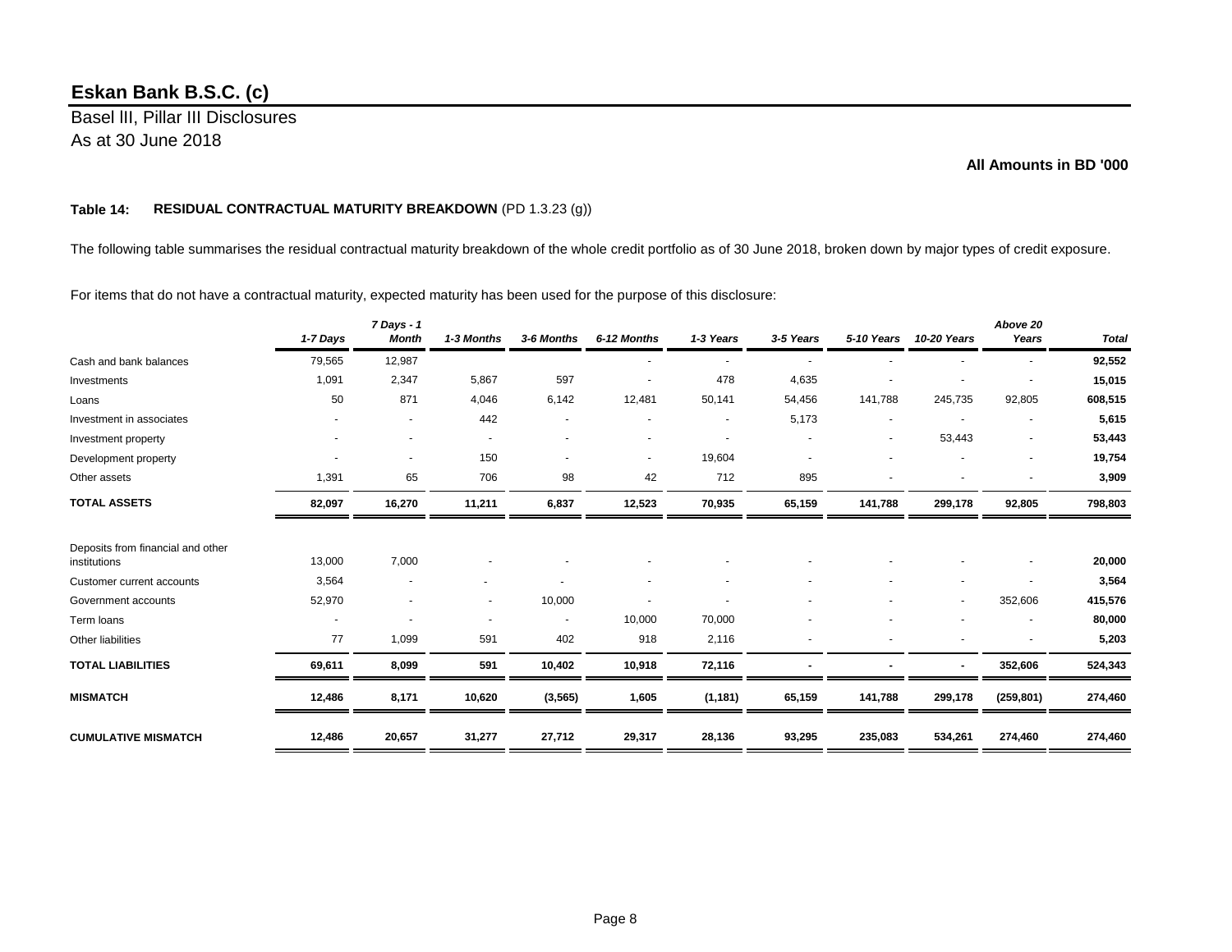# Eskan Bank B.S.C. (c)

Basel III, Pillar III Disclosures
As at 30 June 2018

**All Amounts in BD '000**

### Table 14: RESIDUAL CONTRACTUAL MATURITY BREAKDOWN (PD 1.3.23 (g))

The following table summarises the residual contractual maturity breakdown of the whole credit portfolio as of 30 June 2018, broken down by major types of credit exposure.

For items that do not have a contractual maturity, expected maturity has been used for the purpose of this disclosure:

| | *1-7 Days* | *7 Days - 1 Month* | *1-3 Months* | *3-6 Months* | *6-12 Months* | *1-3 Years* | *3-5 Years* | *5-10 Years* | *10-20 Years* | *Above 20 Years* | *Total* |
|---|---|---|---|---|---|---|---|---|---|---|---|
| Cash and bank balances | 79,565 | 12,987 | | | - | - | - | - | - | - | **92,552** |
| Investments | 1,091 | 2,347 | 5,867 | 597 | - | 478 | 4,635 | - | - | - | **15,015** |
| Loans | 50 | 871 | 4,046 | 6,142 | 12,481 | 50,141 | 54,456 | 141,788 | 245,735 | 92,805 | **608,515** |
| Investment in associates | - | - | 442 | - | - | - | 5,173 | - | - | - | **5,615** |
| Investment property | - | - | - | - | - | - | - | - | 53,443 | - | **53,443** |
| Development property | - | - | 150 | - | - | 19,604 | - | - | - | - | **19,754** |
| Other assets | 1,391 | 65 | 706 | 98 | 42 | 712 | 895 | - | - | - | **3,909** |
| **TOTAL ASSETS** | **82,097** | **16,270** | **11,211** | **6,837** | **12,523** | **70,935** | **65,159** | **141,788** | **299,178** | **92,805** | **798,803** |
| | | | | | | | | | | | |
| Deposits from financial and other institutions | 13,000 | 7,000 | - | - | - | - | - | - | - | - | **20,000** |
| Customer current accounts | 3,564 | - | - | - | - | - | - | - | - | - | **3,564** |
| Government accounts | 52,970 | - | - | 10,000 | - | - | - | - | - | 352,606 | **415,576** |
| Term loans | - | - | - | - | 10,000 | 70,000 | - | - | - | - | **80,000** |
| Other liabilities | 77 | 1,099 | 591 | 402 | 918 | 2,116 | - | - | - | - | **5,203** |
| **TOTAL LIABILITIES** | **69,611** | **8,099** | **591** | **10,402** | **10,918** | **72,116** | **-** | **-** | **-** | **352,606** | **524,343** |
| **MISMATCH** | **12,486** | **8,171** | **10,620** | **(3,565)** | **1,605** | **(1,181)** | **65,159** | **141,788** | **299,178** | **(259,801)** | **274,460** |
| **CUMULATIVE MISMATCH** | **12,486** | **20,657** | **31,277** | **27,712** | **29,317** | **28,136** | **93,295** | **235,083** | **534,261** | **274,460** | **274,460** |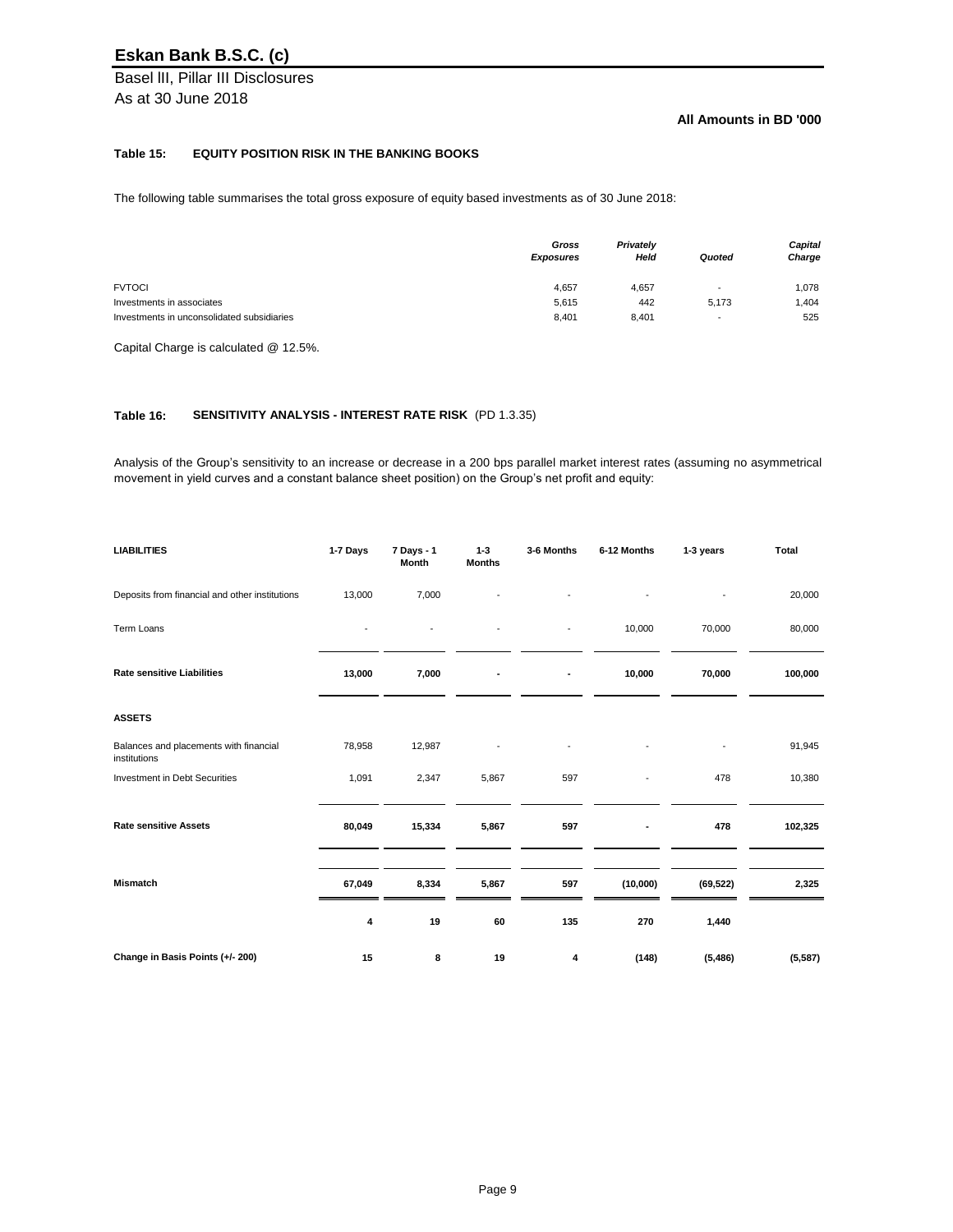# Eskan Bank B.S.C. (c)

Basel lII, Pillar III Disclosures
As at 30 June 2018

**All Amounts in BD '000**

**Table 15: EQUITY POSITION RISK IN THE BANKING BOOKS**

The following table summarises the total gross exposure of equity based investments as of 30 June 2018:

| | *Gross Exposures* | *Privately Held* | *Quoted* | *Capital Charge* |
|---|---|---|---|---|
| FVTOCI | 4,657 | 4,657 | - | 1,078 |
| Investments in associates | 5,615 | 442 | 5,173 | 1,404 |
| Investments in unconsolidated subsidiaries | 8,401 | 8,401 | - | 525 |

Capital Charge is calculated @ 12.5%.

**Table 16: SENSITIVITY ANALYSIS - INTEREST RATE RISK** (PD 1.3.35)

Analysis of the Group's sensitivity to an increase or decrease in a 200 bps parallel market interest rates (assuming no asymmetrical movement in yield curves and a constant balance sheet position) on the Group's net profit and equity:

| **LIABILITIES** | **1-7 Days** | **7 Days - 1 Month** | **1-3 Months** | **3-6 Months** | **6-12 Months** | **1-3 years** | **Total** |
|---|---|---|---|---|---|---|---|
| Deposits from financial and other institutions | 13,000 | 7,000 | - | - | - | - | 20,000 |
| Term Loans | - | - | - | - | 10,000 | 70,000 | 80,000 |
| **Rate sensitive Liabilities** | **13,000** | **7,000** | **-** | **-** | **10,000** | **70,000** | **100,000** |
| **ASSETS** | | | | | | | |
| Balances and placements with financial institutions | 78,958 | 12,987 | - | - | - | - | 91,945 |
| Investment in Debt Securities | 1,091 | 2,347 | 5,867 | 597 | - | 478 | 10,380 |
| **Rate sensitive Assets** | **80,049** | **15,334** | **5,867** | **597** | **-** | **478** | **102,325** |
| **Mismatch** | **67,049** | **8,334** | **5,867** | **597** | **(10,000)** | **(69,522)** | **2,325** |
| | **4** | **19** | **60** | **135** | **270** | **1,440** | |
| **Change in Basis Points (+/- 200)** | **15** | **8** | **19** | **4** | **(148)** | **(5,486)** | **(5,587)** |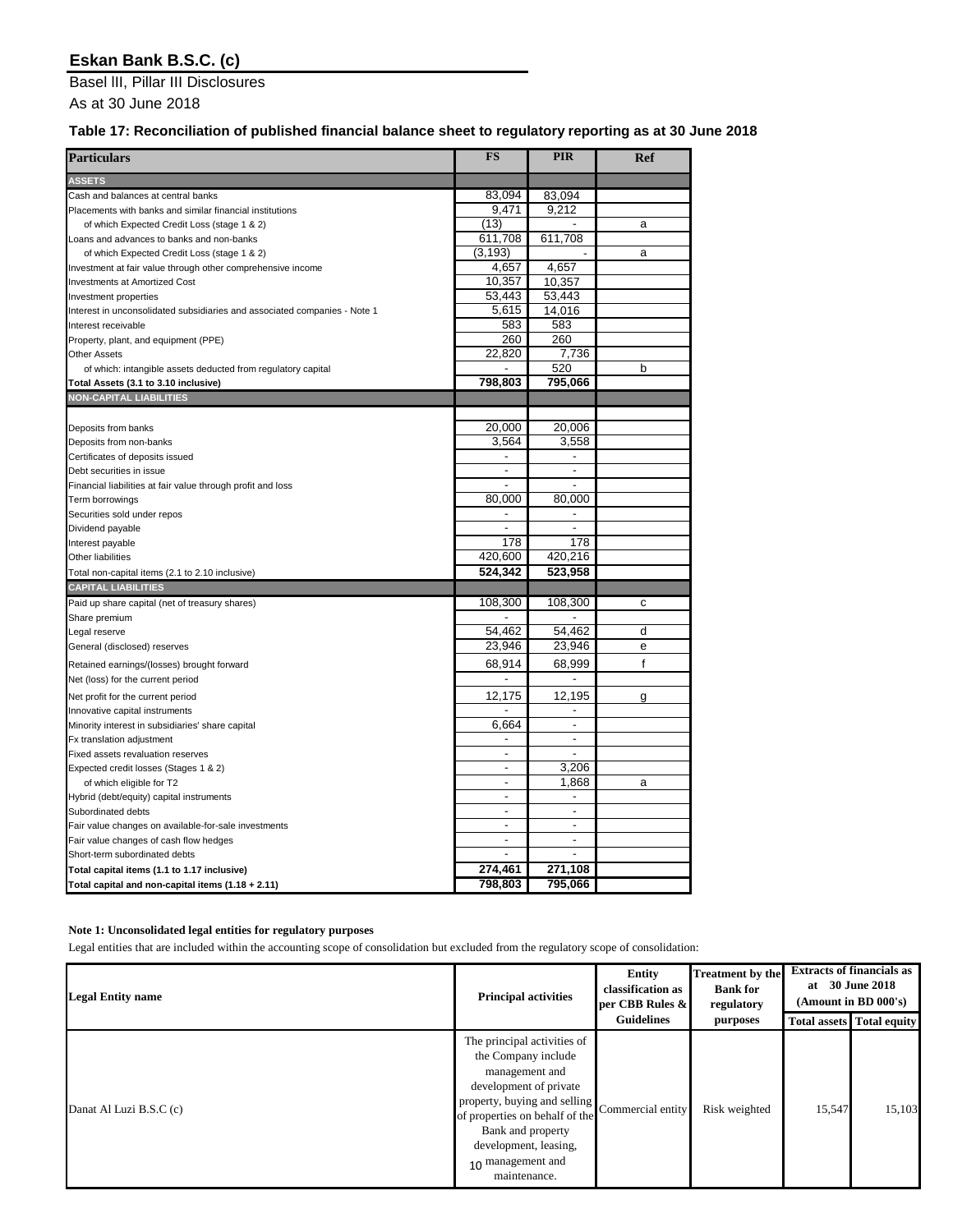## Eskan Bank B.S.C. (c)

Basel III, Pillar III Disclosures

As at 30 June 2018

### Table 17: Reconciliation of published financial balance sheet to regulatory reporting as at 30 June 2018

| Particulars | FS | PIR | Ref |
|---|---|---|---|
| **ASSETS** | | | |
| Cash and balances at central banks | 83,094 | 83,094 | |
| Placements with banks and similar financial institutions | 9,471 | 9,212 | |
| of which Expected Credit Loss (stage 1 & 2) | (13) | - | a |
| Loans and advances to banks and non-banks | 611,708 | 611,708 | |
| of which Expected Credit Loss (stage 1 & 2) | (3,193) | - | a |
| Investment at fair value through other comprehensive income | 4,657 | 4,657 | |
| Investments at Amortized Cost | 10,357 | 10,357 | |
| Investment properties | 53,443 | 53,443 | |
| Interest in unconsolidated subsidiaries and associated companies - Note 1 | 5,615 | 14,016 | |
| Interest receivable | 583 | 583 | |
| Property, plant, and equipment (PPE) | 260 | 260 | |
| Other Assets | 22,820 | 7,736 | |
| of which: intangible assets deducted from regulatory capital | - | 520 | b |
| **Total Assets (3.1 to 3.10 inclusive)** | **798,803** | **795,066** | |
| **NON-CAPITAL LIABILITIES** | | | |
| Deposits from banks | 20,000 | 20,006 | |
| Deposits from non-banks | 3,564 | 3,558 | |
| Certificates of deposits issued | - | - | |
| Debt securities in issue | - | - | |
| Financial liabilities at fair value through profit and loss | - | - | |
| Term borrowings | 80,000 | 80,000 | |
| Securities sold under repos | - | - | |
| Dividend payable | - | - | |
| Interest payable | 178 | 178 | |
| Other liabilities | 420,600 | 420,216 | |
| Total non-capital items (2.1 to 2.10 inclusive) | **524,342** | **523,958** | |
| **CAPITAL LIABILITIES** | | | |
| Paid up share capital (net of treasury shares) | 108,300 | 108,300 | c |
| Share premium | - | - | |
| Legal reserve | 54,462 | 54,462 | d |
| General (disclosed) reserves | 23,946 | 23,946 | e |
| Retained earnings/(losses) brought forward | 68,914 | 68,999 | f |
| Net (loss) for the current period | - | - | |
| Net profit for the current period | 12,175 | 12,195 | g |
| Innovative capital instruments | - | - | |
| Minority interest in subsidiaries' share capital | 6,664 | - | |
| Fx translation adjustment | - | - | |
| Fixed assets revaluation reserves | - | - | |
| Expected credit losses (Stages 1 & 2) | - | 3,206 | |
| of which eligible for T2 | - | 1,868 | a |
| Hybrid (debt/equity) capital instruments | - | - | |
| Subordinated debts | - | - | |
| Fair value changes on available-for-sale investments | - | - | |
| Fair value changes of cash flow hedges | - | - | |
| Short-term subordinated debts | - | - | |
| **Total capital items (1.1 to 1.17 inclusive)** | **274,461** | **271,108** | |
| **Total capital and non-capital items (1.18 + 2.11)** | **798,803** | **795,066** | |

**Note 1: Unconsolidated legal entities for regulatory purposes**

Legal entities that are included within the accounting scope of consolidation but excluded from the regulatory scope of consolidation:

| Legal Entity name | Principal activities | Entity classification as per CBB Rules & Guidelines | Treatment by the Bank for regulatory purposes | Extracts of financials as at 30 June 2018 (Amount in BD 000's) | |
|---|---|---|---|---|---|
| | | | | Total assets | Total equity |
| Danat Al Luzi B.S.C (c) | The principal activities of the Company include management and development of private property, buying and selling of properties on behalf of the Bank and property development, leasing, management and maintenance. | Commercial entity | Risk weighted | 15,547 | 15,103 |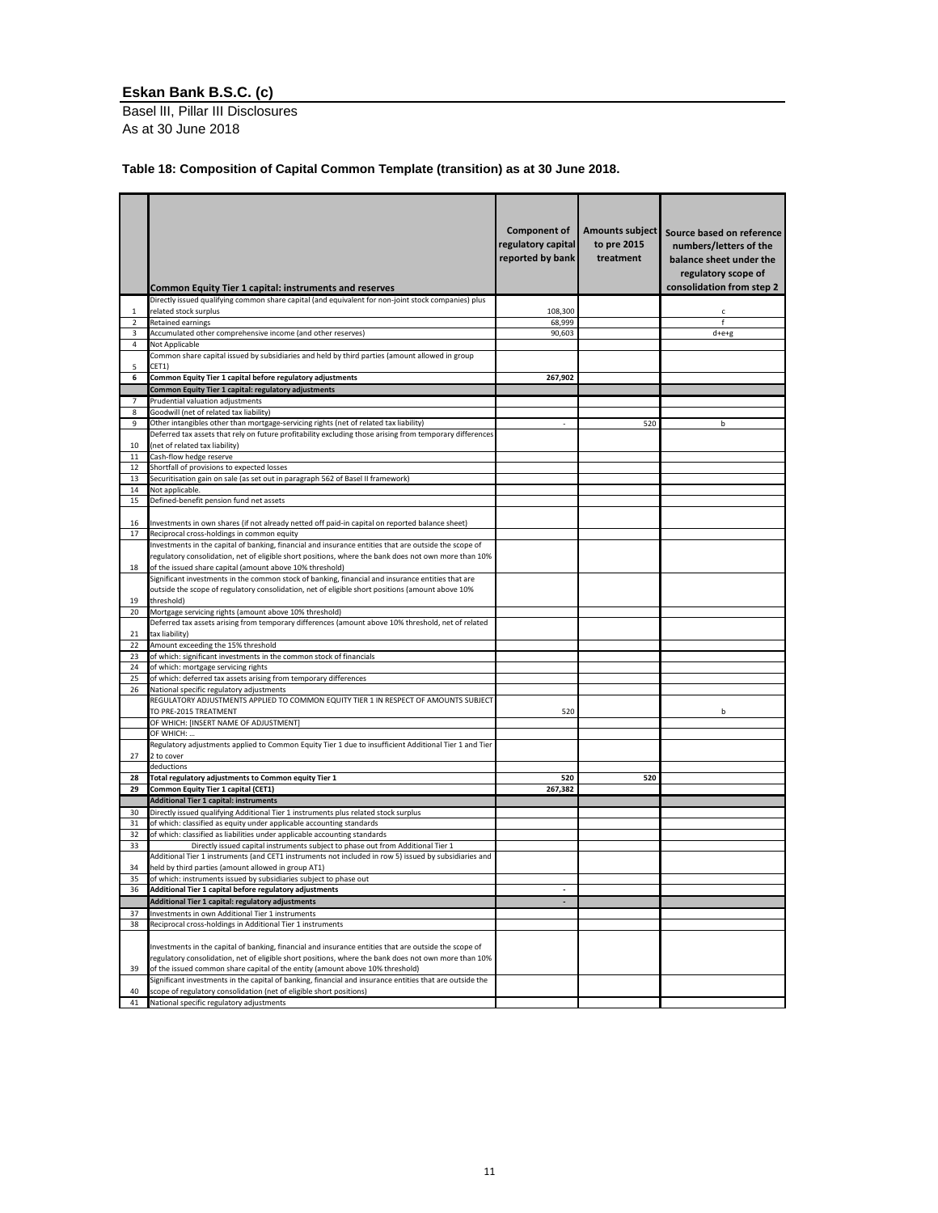## Eskan Bank B.S.C. (c)

Basel III, Pillar III Disclosures
As at 30 June 2018

### Table 18: Composition of Capital Common Template (transition) as at 30 June 2018.

| | Common Equity Tier 1 capital: instruments and reserves | Component of regulatory capital reported by bank | Amounts subject to pre 2015 treatment | Source based on reference numbers/letters of the balance sheet under the regulatory scope of consolidation from step 2 |
|---|---|---|---|---|
| 1 | Directly issued qualifying common share capital (and equivalent for non-joint stock companies) plus related stock surplus | 108,300 | | c |
| 2 | Retained earnings | 68,999 | | f |
| 3 | Accumulated other comprehensive income (and other reserves) | 90,603 | | d+e+g |
| 4 | Not Applicable | | | |
| 5 | Common share capital issued by subsidiaries and held by third parties (amount allowed in group CET1) | | | |
| **6** | **Common Equity Tier 1 capital before regulatory adjustments** | **267,902** | | |
| | **Common Equity Tier 1 capital: regulatory adjustments** | | | |
| 7 | Prudential valuation adjustments | | | |
| 8 | Goodwill (net of related tax liability) | | | |
| 9 | Other intangibles other than mortgage-servicing rights (net of related tax liability) | - | 520 | b |
| 10 | Deferred tax assets that rely on future profitability excluding those arising from temporary differences (net of related tax liability) | | | |
| 11 | Cash-flow hedge reserve | | | |
| 12 | Shortfall of provisions to expected losses | | | |
| 13 | Securitisation gain on sale (as set out in paragraph 562 of Basel II framework) | | | |
| 14 | Not applicable. | | | |
| 15 | Defined-benefit pension fund net assets | | | |
| 16 | Investments in own shares (if not already netted off paid-in capital on reported balance sheet) | | | |
| 17 | Reciprocal cross-holdings in common equity | | | |
| 18 | Investments in the capital of banking, financial and insurance entities that are outside the scope of regulatory consolidation, net of eligible short positions, where the bank does not own more than 10% of the issued share capital (amount above 10% threshold) | | | |
| 19 | Significant investments in the common stock of banking, financial and insurance entities that are outside the scope of regulatory consolidation, net of eligible short positions (amount above 10% threshold) | | | |
| 20 | Mortgage servicing rights (amount above 10% threshold) | | | |
| 21 | Deferred tax assets arising from temporary differences (amount above 10% threshold, net of related tax liability) | | | |
| 22 | Amount exceeding the 15% threshold | | | |
| 23 | of which: significant investments in the common stock of financials | | | |
| 24 | of which: mortgage servicing rights | | | |
| 25 | of which: deferred tax assets arising from temporary differences | | | |
| 26 | National specific regulatory adjustments | | | |
| | REGULATORY ADJUSTMENTS APPLIED TO COMMON EQUITY TIER 1 IN RESPECT OF AMOUNTS SUBJECT TO PRE-2015 TREATMENT | 520 | | b |
| | OF WHICH: [INSERT NAME OF ADJUSTMENT] | | | |
| | OF WHICH: … | | | |
| 27 | Regulatory adjustments applied to Common Equity Tier 1 due to insufficient Additional Tier 1 and Tier 2 to cover deductions | | | |
| **28** | **Total regulatory adjustments to Common equity Tier 1** | **520** | **520** | |
| **29** | **Common Equity Tier 1 capital (CET1)** | **267,382** | | |
| | **Additional Tier 1 capital: instruments** | | | |
| 30 | Directly issued qualifying Additional Tier 1 instruments plus related stock surplus | | | |
| 31 | of which: classified as equity under applicable accounting standards | | | |
| 32 | of which: classified as liabilities under applicable accounting standards | | | |
| 33 | Directly issued capital instruments subject to phase out from Additional Tier 1 | | | |
| 34 | Additional Tier 1 instruments (and CET1 instruments not included in row 5) issued by subsidiaries and held by third parties (amount allowed in group AT1) | | | |
| 35 | of which: instruments issued by subsidiaries subject to phase out | | | |
| 36 | **Additional Tier 1 capital before regulatory adjustments** | - | | |
| | **Additional Tier 1 capital: regulatory adjustments** | - | | |
| 37 | Investments in own Additional Tier 1 instruments | | | |
| 38 | Reciprocal cross-holdings in Additional Tier 1 instruments | | | |
| 39 | Investments in the capital of banking, financial and insurance entities that are outside the scope of regulatory consolidation, net of eligible short positions, where the bank does not own more than 10% of the issued common share capital of the entity (amount above 10% threshold) | | | |
| 40 | Significant investments in the capital of banking, financial and insurance entities that are outside the scope of regulatory consolidation (net of eligible short positions) | | | |
| 41 | National specific regulatory adjustments | | | |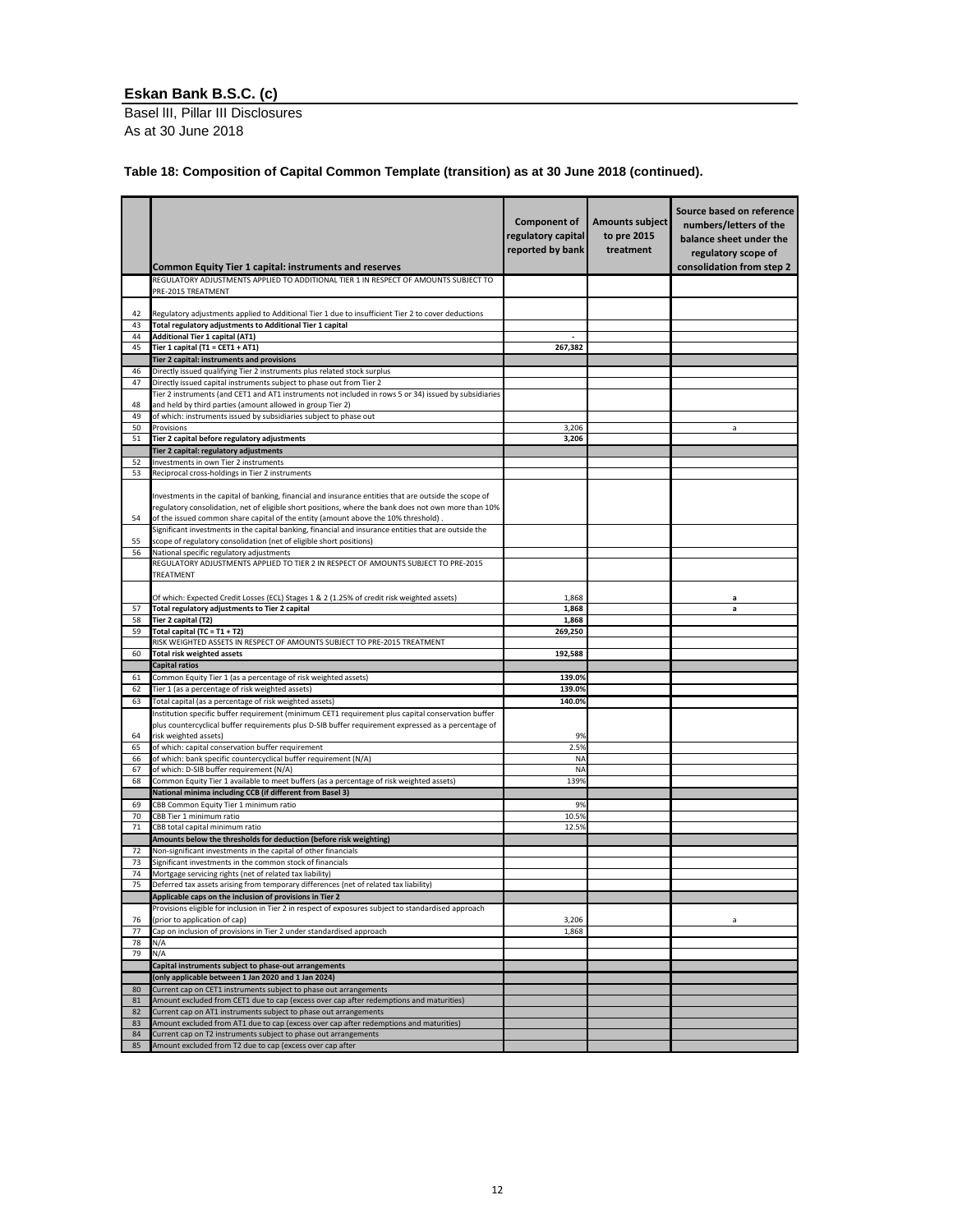# Eskan Bank B.S.C. (c)

Basel III, Pillar III Disclosures
As at 30 June 2018

### Table 18: Composition of Capital Common Template (transition) as at 30 June 2018 (continued).

| | Common Equity Tier 1 capital: instruments and reserves | Component of regulatory capital reported by bank | Amounts subject to pre 2015 treatment | Source based on reference numbers/letters of the balance sheet under the regulatory scope of consolidation from step 2 |
|---|---|---|---|---|
| | REGULATORY ADJUSTMENTS APPLIED TO ADDITIONAL TIER 1 IN RESPECT OF AMOUNTS SUBJECT TO PRE-2015 TREATMENT | | | |
| 42 | Regulatory adjustments applied to Additional Tier 1 due to insufficient Tier 2 to cover deductions | | | |
| 43 | **Total regulatory adjustments to Additional Tier 1 capital** | | | |
| 44 | **Additional Tier 1 capital (AT1)** | - | | |
| 45 | **Tier 1 capital (T1 = CET1 + AT1)** | **267,382** | | |
| | **Tier 2 capital: instruments and provisions** | | | |
| 46 | Directly issued qualifying Tier 2 instruments plus related stock surplus | | | |
| 47 | Directly issued capital instruments subject to phase out from Tier 2 | | | |
| 48 | Tier 2 instruments (and CET1 and AT1 instruments not included in rows 5 or 34) issued by subsidiaries and held by third parties (amount allowed in group Tier 2) | | | |
| 49 | of which: instruments issued by subsidiaries subject to phase out | | | |
| 50 | Provisions | 3,206 | | a |
| 51 | **Tier 2 capital before regulatory adjustments** | **3,206** | | |
| | **Tier 2 capital: regulatory adjustments** | | | |
| 52 | Investments in own Tier 2 instruments | | | |
| 53 | Reciprocal cross-holdings in Tier 2 instruments | | | |
| 54 | Investments in the capital of banking, financial and insurance entities that are outside the scope of regulatory consolidation, net of eligible short positions, where the bank does not own more than 10% of the issued common share capital of the entity (amount above the 10% threshold) . | | | |
| 55 | Significant investments in the capital banking, financial and insurance entities that are outside the scope of regulatory consolidation (net of eligible short positions) | | | |
| 56 | National specific regulatory adjustments | | | |
| | REGULATORY ADJUSTMENTS APPLIED TO TIER 2 IN RESPECT OF AMOUNTS SUBJECT TO PRE-2015 TREATMENT | | | |
| | Of which: Expected Credit Losses (ECL) Stages 1 & 2 (1.25% of credit risk weighted assets) | 1,868 | | a |
| 57 | **Total regulatory adjustments to Tier 2 capital** | **1,868** | | a |
| 58 | **Tier 2 capital (T2)** | **1,868** | | |
| 59 | **Total capital (TC = T1 + T2)** | **269,250** | | |
| | RISK WEIGHTED ASSETS IN RESPECT OF AMOUNTS SUBJECT TO PRE-2015 TREATMENT | | | |
| 60 | **Total risk weighted assets** | **192,588** | | |
| | **Capital ratios** | | | |
| 61 | Common Equity Tier 1 (as a percentage of risk weighted assets) | **139.0%** | | |
| 62 | Tier 1 (as a percentage of risk weighted assets) | **139.0%** | | |
| 63 | Total capital (as a percentage of risk weighted assets) | **140.0%** | | |
| 64 | Institution specific buffer requirement (minimum CET1 requirement plus capital conservation buffer plus countercyclical buffer requirements plus D-SIB buffer requirement expressed as a percentage of risk weighted assets) | 9% | | |
| 65 | of which: capital conservation buffer requirement | 2.5% | | |
| 66 | of which: bank specific countercyclical buffer requirement (N/A) | NA | | |
| 67 | of which: D-SIB buffer requirement (N/A) | NA | | |
| 68 | Common Equity Tier 1 available to meet buffers (as a percentage of risk weighted assets) | 139% | | |
| | **National minima including CCB (if different from Basel 3)** | | | |
| 69 | CBB Common Equity Tier 1 minimum ratio | 9% | | |
| 70 | CBB Tier 1 minimum ratio | 10.5% | | |
| 71 | CBB total capital minimum ratio | 12.5% | | |
| | **Amounts below the thresholds for deduction (before risk weighting)** | | | |
| 72 | Non-significant investments in the capital of other financials | | | |
| 73 | Significant investments in the common stock of financials | | | |
| 74 | Mortgage servicing rights (net of related tax liability) | | | |
| 75 | Deferred tax assets arising from temporary differences (net of related tax liability) | | | |
| | **Applicable caps on the inclusion of provisions in Tier 2** | | | |
| 76 | Provisions eligible for inclusion in Tier 2 in respect of exposures subject to standardised approach (prior to application of cap) | 3,206 | | a |
| 77 | Cap on inclusion of provisions in Tier 2 under standardised approach | 1,868 | | |
| 78 | N/A | | | |
| 79 | N/A | | | |
| | **Capital instruments subject to phase-out arrangements** | | | |
| | **(only applicable between 1 Jan 2020 and 1 Jan 2024)** | | | |
| 80 | Current cap on CET1 instruments subject to phase out arrangements | | | |
| 81 | Amount excluded from CET1 due to cap (excess over cap after redemptions and maturities) | | | |
| 82 | Current cap on AT1 instruments subject to phase out arrangements | | | |
| 83 | Amount excluded from AT1 due to cap (excess over cap after redemptions and maturities) | | | |
| 84 | Current cap on T2 instruments subject to phase out arrangements | | | |
| 85 | Amount excluded from T2 due to cap (excess over cap after | | | |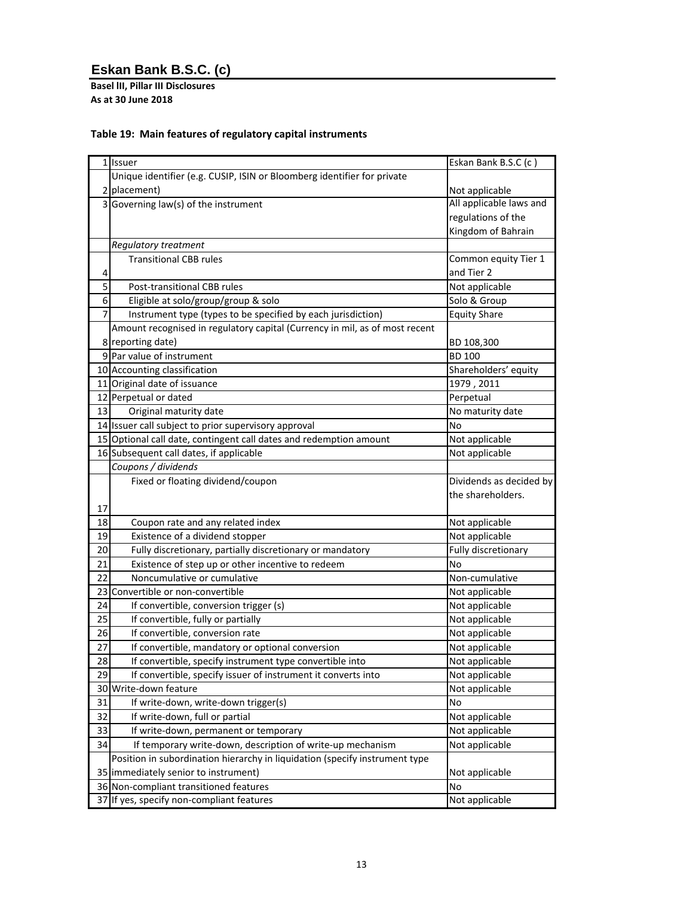# Eskan Bank B.S.C. (c)

**Basel III, Pillar III Disclosures**
**As at 30 June 2018**

### Table 19: Main features of regulatory capital instruments

| | | |
|---|---|---|
| 1 | Issuer | Eskan Bank B.S.C (c ) |
| 2 | Unique identifier (e.g. CUSIP, ISIN or Bloomberg identifier for private placement) | Not applicable |
| 3 | Governing law(s) of the instrument | All applicable laws and regulations of the Kingdom of Bahrain |
| | *Regulatory treatment* | |
| 4 | Transitional CBB rules | Common equity Tier 1 and Tier 2 |
| 5 | Post-transitional CBB rules | Not applicable |
| 6 | Eligible at solo/group/group & solo | Solo & Group |
| 7 | Instrument type (types to be specified by each jurisdiction) | Equity Share |
| 8 | Amount recognised in regulatory capital (Currency in mil, as of most recent reporting date) | BD 108,300 |
| 9 | Par value of instrument | BD 100 |
| 10 | Accounting classification | Shareholders' equity |
| 11 | Original date of issuance | 1979 , 2011 |
| 12 | Perpetual or dated | Perpetual |
| 13 | Original maturity date | No maturity date |
| 14 | Issuer call subject to prior supervisory approval | No |
| 15 | Optional call date, contingent call dates and redemption amount | Not applicable |
| 16 | Subsequent call dates, if applicable | Not applicable |
| | *Coupons / dividends* | |
| 17 | Fixed or floating dividend/coupon | Dividends as decided by the shareholders. |
| 18 | Coupon rate and any related index | Not applicable |
| 19 | Existence of a dividend stopper | Not applicable |
| 20 | Fully discretionary, partially discretionary or mandatory | Fully discretionary |
| 21 | Existence of step up or other incentive to redeem | No |
| 22 | Noncumulative or cumulative | Non-cumulative |
| 23 | Convertible or non-convertible | Not applicable |
| 24 | If convertible, conversion trigger (s) | Not applicable |
| 25 | If convertible, fully or partially | Not applicable |
| 26 | If convertible, conversion rate | Not applicable |
| 27 | If convertible, mandatory or optional conversion | Not applicable |
| 28 | If convertible, specify instrument type convertible into | Not applicable |
| 29 | If convertible, specify issuer of instrument it converts into | Not applicable |
| 30 | Write-down feature | Not applicable |
| 31 | If write-down, write-down trigger(s) | No |
| 32 | If write-down, full or partial | Not applicable |
| 33 | If write-down, permanent or temporary | Not applicable |
| 34 | If temporary write-down, description of write-up mechanism | Not applicable |
| 35 | Position in subordination hierarchy in liquidation (specify instrument type immediately senior to instrument) | Not applicable |
| 36 | Non-compliant transitioned features | No |
| 37 | If yes, specify non-compliant features | Not applicable |